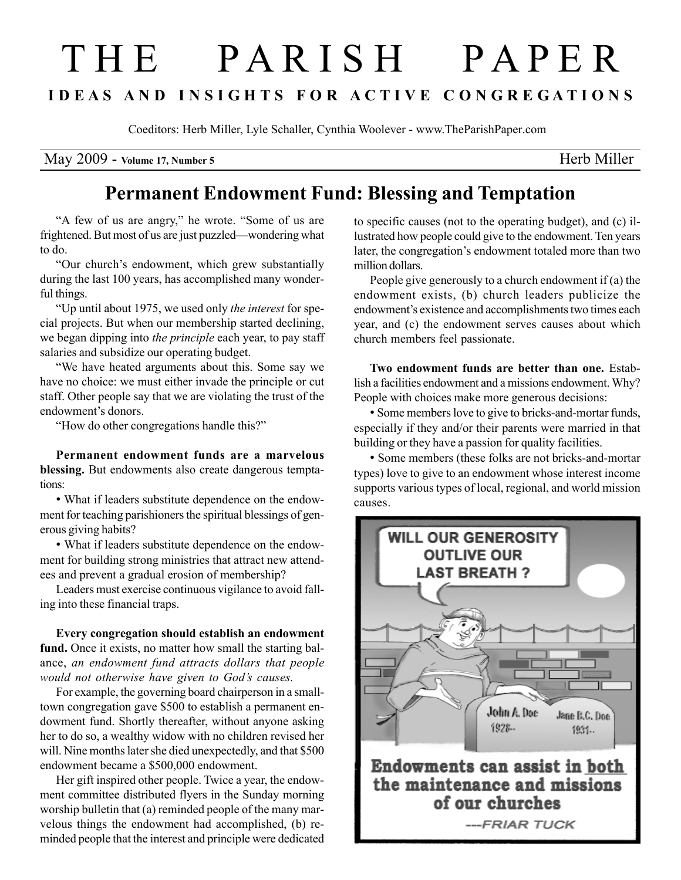# THE PARISH PAPER

**IDEAS AND INSIGHTS FOR ACTIVE CONGREGATIONS**

Coeditors: Herb Miller, Lyle Schaller, Cynthia Woolever - www.TheParishPaper.com

May 2009 - **Volume 17, Number 5** Herb Miller

## Permanent Endowment Fund: Blessing and Temptation

"A few of us are angry," he wrote. "Some of us are frightened. But most of us are just puzzled—wondering what to do.

"Our church's endowment, which grew substantially during the last 100 years, has accomplished many wonderful things.

"Up until about 1975, we used only *the interest* for special projects. But when our membership started declining, we began dipping into *the principle* each year, to pay staff salaries and subsidize our operating budget.

"We have heated arguments about this. Some say we have no choice: we must either invade the principle or cut staff. Other people say that we are violating the trust of the endowment's donors.

"How do other congregations handle this?"

**Permanent endowment funds are a marvelous blessing.** But endowments also create dangerous temptations:

- What if leaders substitute dependence on the endowment for teaching parishioners the spiritual blessings of generous giving habits?
- What if leaders substitute dependence on the endowment for building strong ministries that attract new attendees and prevent a gradual erosion of membership?

Leaders must exercise continuous vigilance to avoid falling into these financial traps.

**Every congregation should establish an endowment fund.** Once it exists, no matter how small the starting balance, *an endowment fund attracts dollars that people would not otherwise have given to God's causes.*

For example, the governing board chairperson in a small-town congregation gave $500 to establish a permanent endowment fund. Shortly thereafter, without anyone asking her to do so, a wealthy widow with no children revised her will. Nine months later she died unexpectedly, and that $500 endowment became a $500,000 endowment.

Her gift inspired other people. Twice a year, the endowment committee distributed flyers in the Sunday morning worship bulletin that (a) reminded people of the many marvelous things the endowment had accomplished, (b) reminded people that the interest and principle were dedicated to specific causes (not to the operating budget), and (c) illustrated how people could give to the endowment. Ten years later, the congregation's endowment totaled more than two million dollars.

People give generously to a church endowment if (a) the endowment exists, (b) church leaders publicize the endowment's existence and accomplishments two times each year, and (c) the endowment serves causes about which church members feel passionate.

**Two endowment funds are better than one.** Establish a facilities endowment and a missions endowment. Why? People with choices make more generous decisions:

- Some members love to give to bricks-and-mortar funds, especially if they and/or their parents were married in that building or they have a passion for quality facilities.
- Some members (these folks are not bricks-and-mortar types) love to give to an endowment whose interest income supports various types of local, regional, and world mission causes.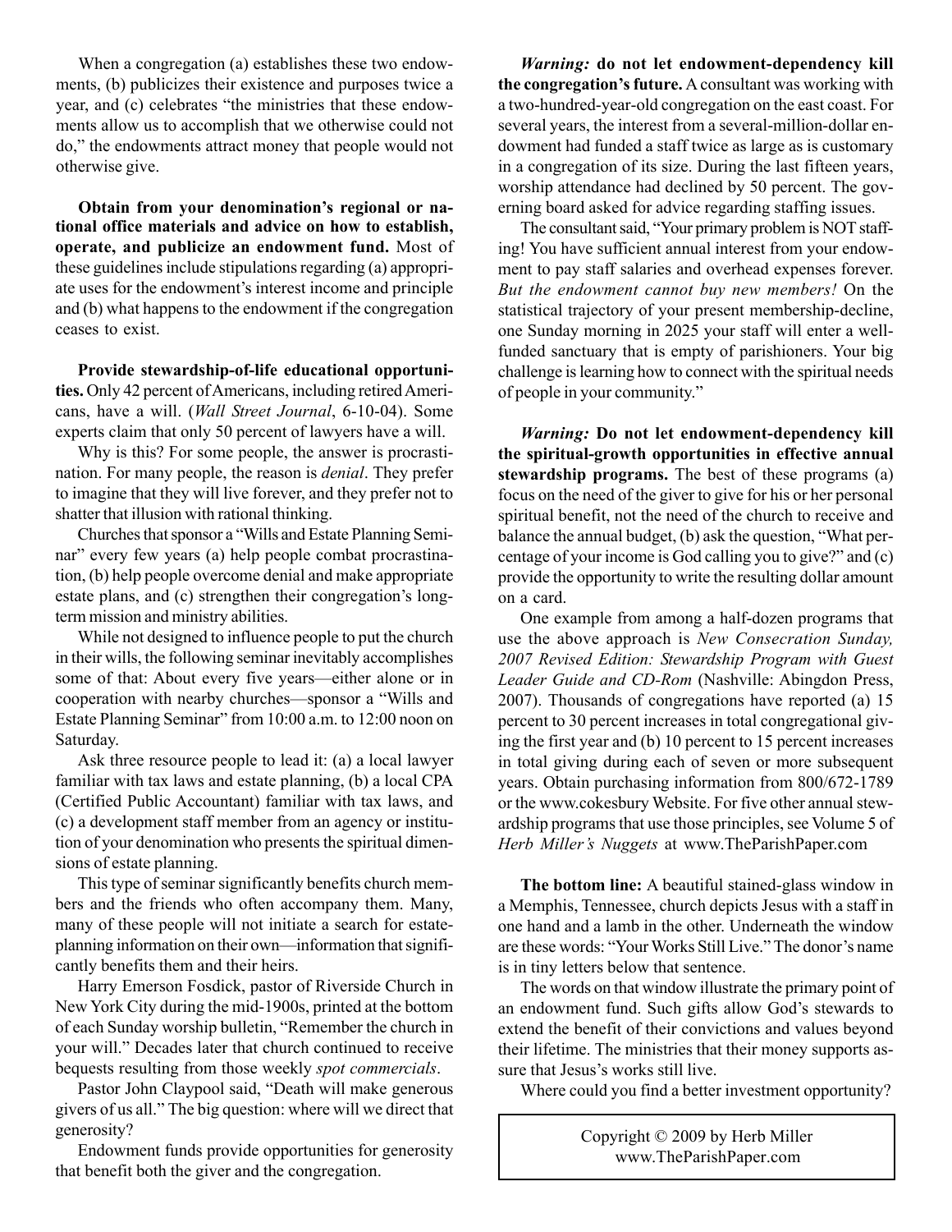When a congregation (a) establishes these two endowments, (b) publicizes their existence and purposes twice a year, and (c) celebrates "the ministries that these endowments allow us to accomplish that we otherwise could not do," the endowments attract money that people would not otherwise give.

**Obtain from your denomination's regional or national office materials and advice on how to establish, operate, and publicize an endowment fund.** Most of these guidelines include stipulations regarding (a) appropriate uses for the endowment's interest income and principle and (b) what happens to the endowment if the congregation ceases to exist.

**Provide stewardship-of-life educational opportunities.** Only 42 percent of Americans, including retired Americans, have a will. (*Wall Street Journal*, 6-10-04). Some experts claim that only 50 percent of lawyers have a will.

Why is this? For some people, the answer is procrastination. For many people, the reason is *denial*. They prefer to imagine that they will live forever, and they prefer not to shatter that illusion with rational thinking.

Churches that sponsor a "Wills and Estate Planning Seminar" every few years (a) help people combat procrastination, (b) help people overcome denial and make appropriate estate plans, and (c) strengthen their congregation's long-term mission and ministry abilities.

While not designed to influence people to put the church in their wills, the following seminar inevitably accomplishes some of that: About every five years—either alone or in cooperation with nearby churches—sponsor a "Wills and Estate Planning Seminar" from 10:00 a.m. to 12:00 noon on Saturday.

Ask three resource people to lead it: (a) a local lawyer familiar with tax laws and estate planning, (b) a local CPA (Certified Public Accountant) familiar with tax laws, and (c) a development staff member from an agency or institution of your denomination who presents the spiritual dimensions of estate planning.

This type of seminar significantly benefits church members and the friends who often accompany them. Many, many of these people will not initiate a search for estate-planning information on their own—information that significantly benefits them and their heirs.

Harry Emerson Fosdick, pastor of Riverside Church in New York City during the mid-1900s, printed at the bottom of each Sunday worship bulletin, "Remember the church in your will." Decades later that church continued to receive bequests resulting from those weekly *spot commercials*.

Pastor John Claypool said, "Death will make generous givers of us all." The big question: where will we direct that generosity?

Endowment funds provide opportunities for generosity that benefit both the giver and the congregation.

***Warning:*** **do not let endowment-dependency kill the congregation's future.** A consultant was working with a two-hundred-year-old congregation on the east coast. For several years, the interest from a several-million-dollar endowment had funded a staff twice as large as is customary in a congregation of its size. During the last fifteen years, worship attendance had declined by 50 percent. The governing board asked for advice regarding staffing issues.

The consultant said, "Your primary problem is NOT staffing! You have sufficient annual interest from your endowment to pay staff salaries and overhead expenses forever. *But the endowment cannot buy new members!* On the statistical trajectory of your present membership-decline, one Sunday morning in 2025 your staff will enter a well-funded sanctuary that is empty of parishioners. Your big challenge is learning how to connect with the spiritual needs of people in your community."

***Warning:*** **Do not let endowment-dependency kill the spiritual-growth opportunities in effective annual stewardship programs.** The best of these programs (a) focus on the need of the giver to give for his or her personal spiritual benefit, not the need of the church to receive and balance the annual budget, (b) ask the question, "What percentage of your income is God calling you to give?" and (c) provide the opportunity to write the resulting dollar amount on a card.

One example from among a half-dozen programs that use the above approach is *New Consecration Sunday, 2007 Revised Edition: Stewardship Program with Guest Leader Guide and CD-Rom* (Nashville: Abingdon Press, 2007). Thousands of congregations have reported (a) 15 percent to 30 percent increases in total congregational giving the first year and (b) 10 percent to 15 percent increases in total giving during each of seven or more subsequent years. Obtain purchasing information from 800/672-1789 or the www.cokesbury Website. For five other annual stewardship programs that use those principles, see Volume 5 of *Herb Miller's Nuggets* at www.TheParishPaper.com

**The bottom line:** A beautiful stained-glass window in a Memphis, Tennessee, church depicts Jesus with a staff in one hand and a lamb in the other. Underneath the window are these words: "Your Works Still Live." The donor's name is in tiny letters below that sentence.

The words on that window illustrate the primary point of an endowment fund. Such gifts allow God's stewards to extend the benefit of their convictions and values beyond their lifetime. The ministries that their money supports assure that Jesus's works still live.

Where could you find a better investment opportunity?

Copyright © 2009 by Herb Miller
www.TheParishPaper.com